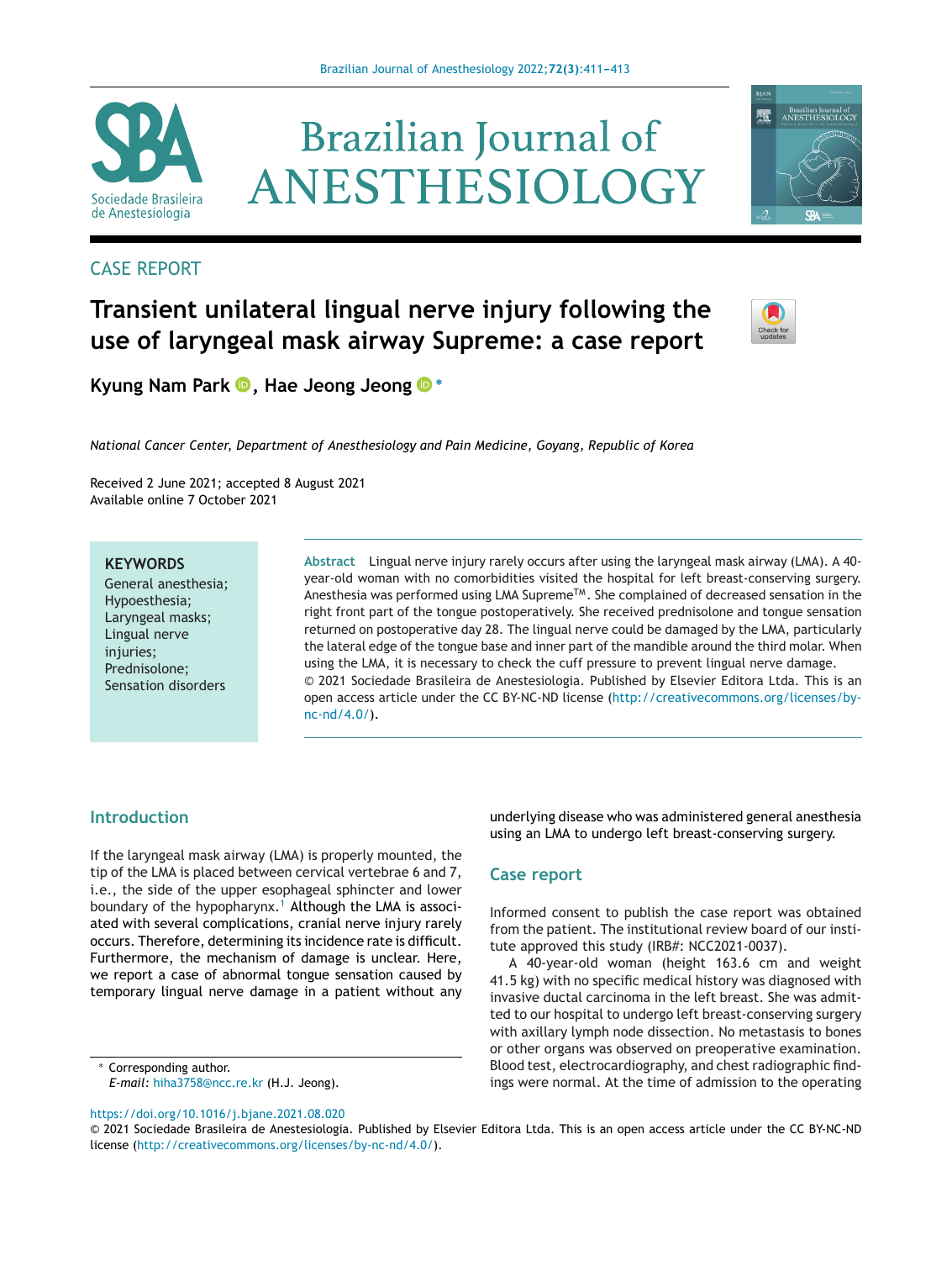CASE REPORT

# Transient unilateral lingual nerve injury following the use of laryngeal mask airway Supreme: a case report

**Kyung Nam Park, Hae Jeong Jeong***

*National Cancer Center, Department of Anesthesiology and Pain Medicine, Goyang, Republic of Korea*

Received 2 June 2021; accepted 8 August 2021
Available online 7 October 2021

**KEYWORDS**
General anesthesia;
Hypoesthesia;
Laryngeal masks;
Lingual nerve injuries;
Prednisolone;
Sensation disorders

**Abstract** Lingual nerve injury rarely occurs after using the laryngeal mask airway (LMA). A 40-year-old woman with no comorbidities visited the hospital for left breast-conserving surgery. Anesthesia was performed using LMA Supreme™. She complained of decreased sensation in the right front part of the tongue postoperatively. She received prednisolone and tongue sensation returned on postoperative day 28. The lingual nerve could be damaged by the LMA, particularly the lateral edge of the tongue base and inner part of the mandible around the third molar. When using the LMA, it is necessary to check the cuff pressure to prevent lingual nerve damage.
© 2021 Sociedade Brasileira de Anestesiologia. Published by Elsevier Editora Ltda. This is an open access article under the CC BY-NC-ND license (http://creativecommons.org/licenses/by-nc-nd/4.0/).

## Introduction

If the laryngeal mask airway (LMA) is properly mounted, the tip of the LMA is placed between cervical vertebrae 6 and 7, i.e., the side of the upper esophageal sphincter and lower boundary of the hypopharynx.[1] Although the LMA is associated with several complications, cranial nerve injury rarely occurs. Therefore, determining its incidence rate is difficult. Furthermore, the mechanism of damage is unclear. Here, we report a case of abnormal tongue sensation caused by temporary lingual nerve damage in a patient without any underlying disease who was administered general anesthesia using an LMA to undergo left breast-conserving surgery.

## Case report

Informed consent to publish the case report was obtained from the patient. The institutional review board of our institute approved this study (IRB#: NCC2021-0037).

A 40-year-old woman (height 163.6 cm and weight 41.5 kg) with no specific medical history was diagnosed with invasive ductal carcinoma in the left breast. She was admitted to our hospital to undergo left breast-conserving surgery with axillary lymph node dissection. No metastasis to bones or other organs was observed on preoperative examination. Blood test, electrocardiography, and chest radiographic findings were normal. At the time of admission to the operating

\* Corresponding author.
*E-mail:* hiha3758@ncc.re.kr (H.J. Jeong).

https://doi.org/10.1016/j.bjane.2021.08.020
© 2021 Sociedade Brasileira de Anestesiologia. Published by Elsevier Editora Ltda. This is an open access article under the CC BY-NC-ND license (http://creativecommons.org/licenses/by-nc-nd/4.0/).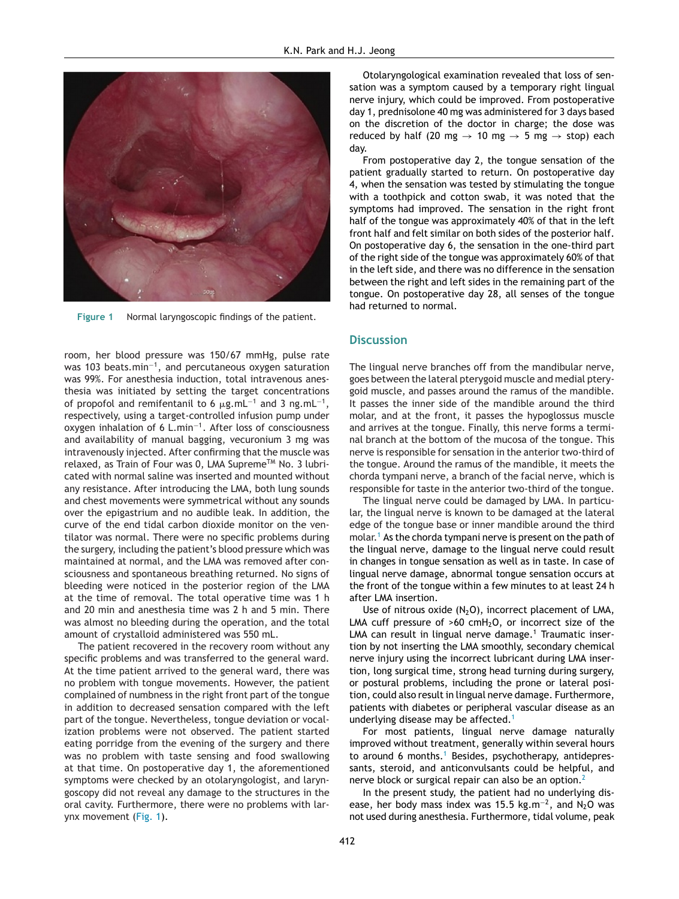Figure 1 Normal laryngoscopic findings of the patient.

room, her blood pressure was 150/67 mmHg, pulse rate was 103 beats.min$^{-1}$, and percutaneous oxygen saturation was 99%. For anesthesia induction, total intravenous anesthesia was initiated by setting the target concentrations of propofol and remifentanil to 6 $\mu$g.mL$^{-1}$ and 3 ng.mL$^{-1}$, respectively, using a target-controlled infusion pump under oxygen inhalation of 6 L.min$^{-1}$. After loss of consciousness and availability of manual bagging, vecuronium 3 mg was intravenously injected. After confirming that the muscle was relaxed, as Train of Four was 0, LMA Supreme$^{TM}$ No. 3 lubricated with normal saline was inserted and mounted without any resistance. After introducing the LMA, both lung sounds and chest movements were symmetrical without any sounds over the epigastrium and no audible leak. In addition, the curve of the end tidal carbon dioxide monitor on the ventilator was normal. There were no specific problems during the surgery, including the patient's blood pressure which was maintained at normal, and the LMA was removed after consciousness and spontaneous breathing returned. No signs of bleeding were noticed in the posterior region of the LMA at the time of removal. The total operative time was 1 h and 20 min and anesthesia time was 2 h and 5 min. There was almost no bleeding during the operation, and the total amount of crystalloid administered was 550 mL.

The patient recovered in the recovery room without any specific problems and was transferred to the general ward. At the time patient arrived to the general ward, there was no problem with tongue movements. However, the patient complained of numbness in the right front part of the tongue in addition to decreased sensation compared with the left part of the tongue. Nevertheless, tongue deviation or vocalization problems were not observed. The patient started eating porridge from the evening of the surgery and there was no problem with taste sensing and food swallowing at that time. On postoperative day 1, the aforementioned symptoms were checked by an otolaryngologist, and laryngoscopy did not reveal any damage to the structures in the oral cavity. Furthermore, there were no problems with larynx movement (Fig. 1).

Otolaryngological examination revealed that loss of sensation was a symptom caused by a temporary right lingual nerve injury, which could be improved. From postoperative day 1, prednisolone 40 mg was administered for 3 days based on the discretion of the doctor in charge; the dose was reduced by half (20 mg → 10 mg → 5 mg → stop) each day.

From postoperative day 2, the tongue sensation of the patient gradually started to return. On postoperative day 4, when the sensation was tested by stimulating the tongue with a toothpick and cotton swab, it was noted that the symptoms had improved. The sensation in the right front half of the tongue was approximately 40% of that in the left front half and felt similar on both sides of the posterior half. On postoperative day 6, the sensation in the one-third part of the right side of the tongue was approximately 60% of that in the left side, and there was no difference in the sensation between the right and left sides in the remaining part of the tongue. On postoperative day 28, all senses of the tongue had returned to normal.

## Discussion

The lingual nerve branches off from the mandibular nerve, goes between the lateral pterygoid muscle and medial pterygoid muscle, and passes around the ramus of the mandible. It passes the inner side of the mandible around the third molar, and at the front, it passes the hypoglossus muscle and arrives at the tongue. Finally, this nerve forms a terminal branch at the bottom of the mucosa of the tongue. This nerve is responsible for sensation in the anterior two-third of the tongue. Around the ramus of the mandible, it meets the chorda tympani nerve, a branch of the facial nerve, which is responsible for taste in the anterior two-third of the tongue.

The lingual nerve could be damaged by LMA. In particular, the lingual nerve is known to be damaged at the lateral edge of the tongue base or inner mandible around the third molar.[1] As the chorda tympani nerve is present on the path of the lingual nerve, damage to the lingual nerve could result in changes in tongue sensation as well as in taste. In case of lingual nerve damage, abnormal tongue sensation occurs at the front of the tongue within a few minutes to at least 24 h after LMA insertion.

Use of nitrous oxide ($N_2O$), incorrect placement of LMA, LMA cuff pressure of >60 cm$H_2O$, or incorrect size of the LMA can result in lingual nerve damage.[1] Traumatic insertion by not inserting the LMA smoothly, secondary chemical nerve injury using the incorrect lubricant during LMA insertion, long surgical time, strong head turning during surgery, or postural problems, including the prone or lateral position, could also result in lingual nerve damage. Furthermore, patients with diabetes or peripheral vascular disease as an underlying disease may be affected.[1]

For most patients, lingual nerve damage naturally improved without treatment, generally within several hours to around 6 months.[1] Besides, psychotherapy, antidepressants, steroid, and anticonvulsants could be helpful, and nerve block or surgical repair can also be an option.[2]

In the present study, the patient had no underlying disease, her body mass index was 15.5 kg.m$^{-2}$, and $N_2O$ was not used during anesthesia. Furthermore, tidal volume, peak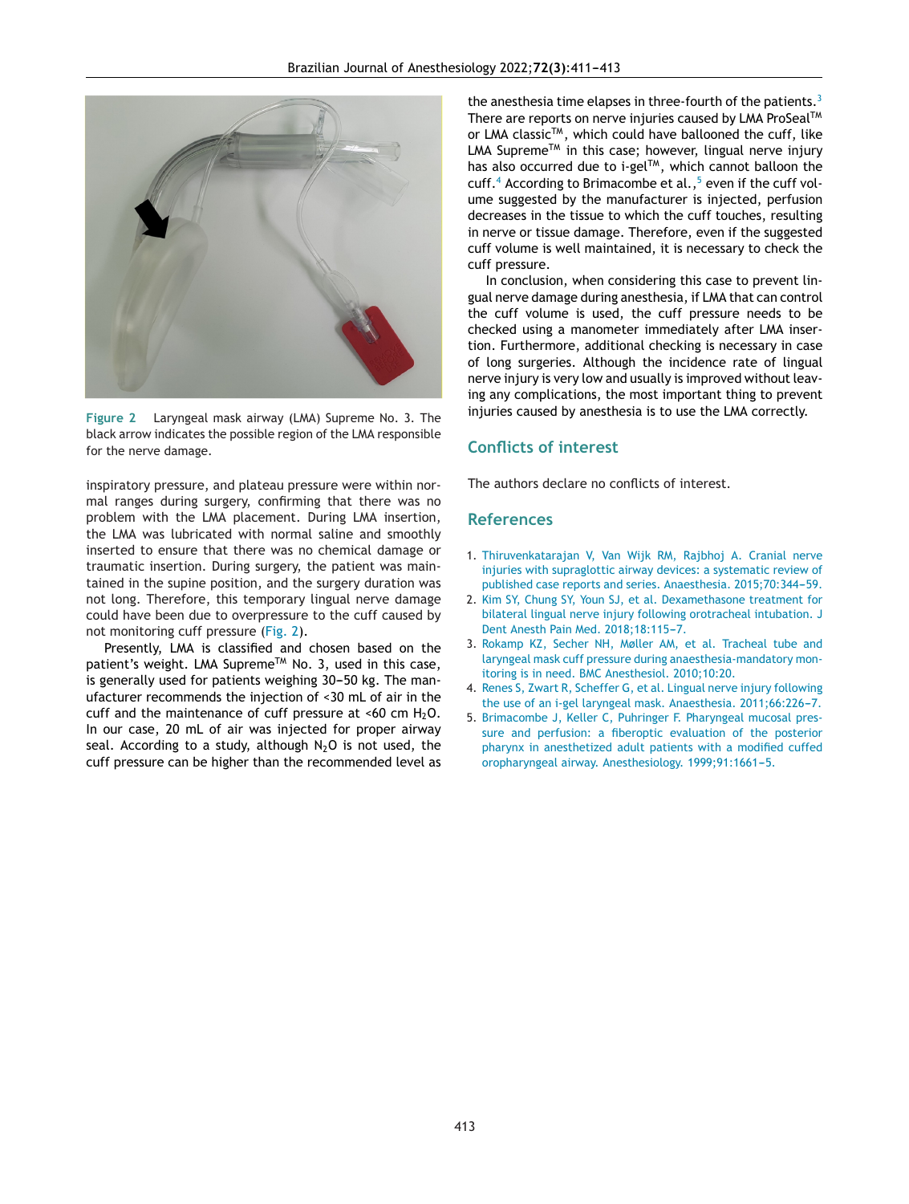Figure 2 Laryngeal mask airway (LMA) Supreme No. 3. The black arrow indicates the possible region of the LMA responsible for the nerve damage.

inspiratory pressure, and plateau pressure were within normal ranges during surgery, confirming that there was no problem with the LMA placement. During LMA insertion, the LMA was lubricated with normal saline and smoothly inserted to ensure that there was no chemical damage or traumatic insertion. During surgery, the patient was maintained in the supine position, and the surgery duration was not long. Therefore, this temporary lingual nerve damage could have been due to overpressure to the cuff caused by not monitoring cuff pressure (Fig. 2).

Presently, LMA is classified and chosen based on the patient's weight. LMA Supreme™ No. 3, used in this case, is generally used for patients weighing 30–50 kg. The manufacturer recommends the injection of <30 mL of air in the cuff and the maintenance of cuff pressure at <60 cm $H_2O$. In our case, 20 mL of air was injected for proper airway seal. According to a study, although $N_2O$ is not used, the cuff pressure can be higher than the recommended level as the anesthesia time elapses in three-fourth of the patients.[3] There are reports on nerve injuries caused by LMA ProSeal™ or LMA classic™, which could have ballooned the cuff, like LMA Supreme™ in this case; however, lingual nerve injury has also occurred due to i-gel™, which cannot balloon the cuff.[4] According to Brimacombe et al.,[5] even if the cuff volume suggested by the manufacturer is injected, perfusion decreases in the tissue to which the cuff touches, resulting in nerve or tissue damage. Therefore, even if the suggested cuff volume is well maintained, it is necessary to check the cuff pressure.

In conclusion, when considering this case to prevent lingual nerve damage during anesthesia, if LMA that can control the cuff volume is used, the cuff pressure needs to be checked using a manometer immediately after LMA insertion. Furthermore, additional checking is necessary in case of long surgeries. Although the incidence rate of lingual nerve injury is very low and usually is improved without leaving any complications, the most important thing to prevent injuries caused by anesthesia is to use the LMA correctly.

## Conflicts of interest

The authors declare no conflicts of interest.

## References

1. Thiruvenkatarajan V, Van Wijk RM, Rajbhoj A. Cranial nerve injuries with supraglottic airway devices: a systematic review of published case reports and series. Anaesthesia. 2015;70:344–59.
2. Kim SY, Chung SY, Youn SJ, et al. Dexamethasone treatment for bilateral lingual nerve injury following orotracheal intubation. J Dent Anesth Pain Med. 2018;18:115–7.
3. Rokamp KZ, Secher NH, Møller AM, et al. Tracheal tube and laryngeal mask cuff pressure during anaesthesia-mandatory monitoring is in need. BMC Anesthesiol. 2010;10:20.
4. Renes S, Zwart R, Scheffer G, et al. Lingual nerve injury following the use of an i-gel laryngeal mask. Anaesthesia. 2011;66:226–7.
5. Brimacombe J, Keller C, Puhringer F. Pharyngeal mucosal pressure and perfusion: a fiberoptic evaluation of the posterior pharynx in anesthetized adult patients with a modified cuffed oropharyngeal airway. Anesthesiology. 1999;91:1661–5.